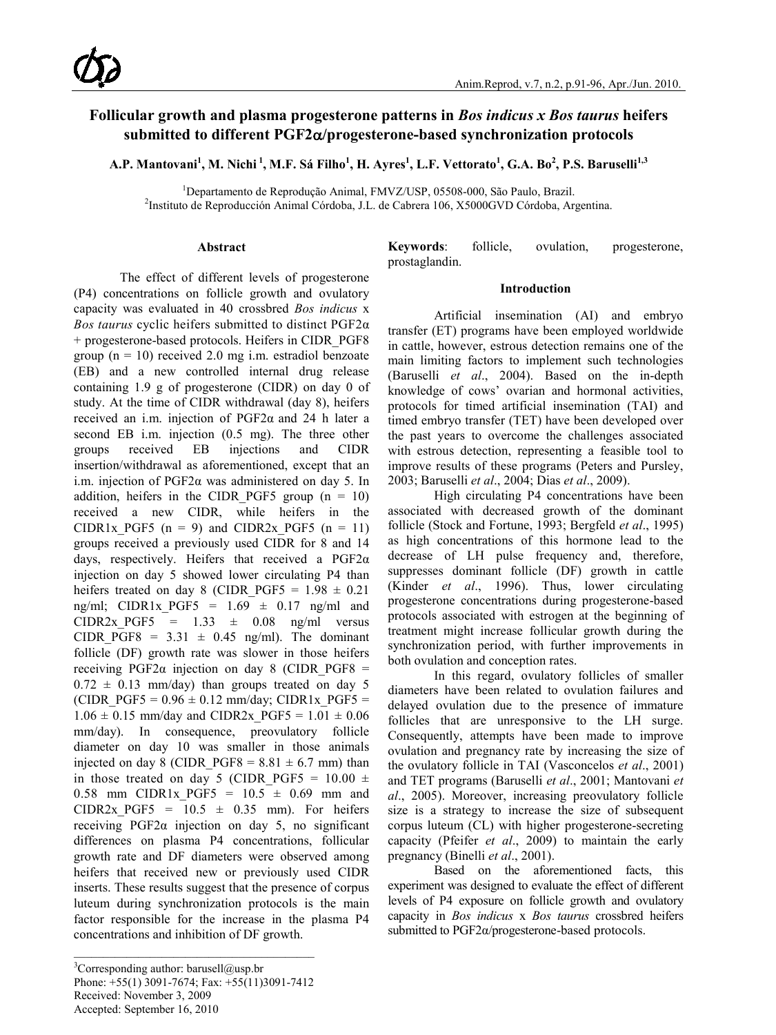# Follicular growth and plasma progesterone patterns in *Bos indicus x Bos taurus* heifers submitted to different PGF2α/progesterone-based synchronization protocols

A.P. Mantovani[1], M. Nichi [1], M.F. Sá Filho[1], H. Ayres[1], L.F. Vettorato[1], G.A. Bo[2], P.S. Baruselli[1,3]

[1]Departamento de Reprodução Animal, FMVZ/USP, 05508-000, São Paulo, Brazil.
[2]Instituto de Reproducción Animal Córdoba, J.L. de Cabrera 106, X5000GVD Córdoba, Argentina.

## Abstract

The effect of different levels of progesterone (P4) concentrations on follicle growth and ovulatory capacity was evaluated in 40 crossbred *Bos indicus* x *Bos taurus* cyclic heifers submitted to distinct PGF2α + progesterone-based protocols. Heifers in CIDR_PGF8 group (n = 10) received 2.0 mg i.m. estradiol benzoate (EB) and a new controlled internal drug release containing 1.9 g of progesterone (CIDR) on day 0 of study. At the time of CIDR withdrawal (day 8), heifers received an i.m. injection of PGF2α and 24 h later a second EB i.m. injection (0.5 mg). The three other groups received EB injections and CIDR insertion/withdrawal as aforementioned, except that an i.m. injection of PGF2α was administered on day 5. In addition, heifers in the CIDR_PGF5 group (n = 10) received a new CIDR, while heifers in the CIDR1x_PGF5 (n = 9) and CIDR2x_PGF5 (n = 11) groups received a previously used CIDR for 8 and 14 days, respectively. Heifers that received a PGF2α injection on day 5 showed lower circulating P4 than heifers treated on day 8 (CIDR_PGF5 = 1.98 ± 0.21 ng/ml; CIDR1x_PGF5 = 1.69 ± 0.17 ng/ml and CIDR2x_PGF5 = 1.33 ± 0.08 ng/ml versus CIDR_PGF8 = 3.31 ± 0.45 ng/ml). The dominant follicle (DF) growth rate was slower in those heifers receiving PGF2α injection on day 8 (CIDR_PGF8 = 0.72 ± 0.13 mm/day) than groups treated on day 5 (CIDR_PGF5 = 0.96 ± 0.12 mm/day; CIDR1x_PGF5 = 1.06 ± 0.15 mm/day and CIDR2x_PGF5 = 1.01 ± 0.06 mm/day). In consequence, preovulatory follicle diameter on day 10 was smaller in those animals injected on day 8 (CIDR_PGF8 = 8.81 ± 6.7 mm) than in those treated on day 5 (CIDR_PGF5 = 10.00 ± 0.58 mm CIDR1x_PGF5 = 10.5 ± 0.69 mm and CIDR2x_PGF5 = 10.5 ± 0.35 mm). For heifers receiving PGF2α injection on day 5, no significant differences on plasma P4 concentrations, follicular growth rate and DF diameters were observed among heifers that received new or previously used CIDR inserts. These results suggest that the presence of corpus luteum during synchronization protocols is the main factor responsible for the increase in the plasma P4 concentrations and inhibition of DF growth.

**Keywords**: follicle, ovulation, progesterone, prostaglandin.

## Introduction

Artificial insemination (AI) and embryo transfer (ET) programs have been employed worldwide in cattle, however, estrous detection remains one of the main limiting factors to implement such technologies (Baruselli *et al*., 2004). Based on the in-depth knowledge of cows' ovarian and hormonal activities, protocols for timed artificial insemination (TAI) and timed embryo transfer (TET) have been developed over the past years to overcome the challenges associated with estrous detection, representing a feasible tool to improve results of these programs (Peters and Pursley, 2003; Baruselli *et al*., 2004; Dias *et al*., 2009).

High circulating P4 concentrations have been associated with decreased growth of the dominant follicle (Stock and Fortune, 1993; Bergfeld *et al*., 1995) as high concentrations of this hormone lead to the decrease of LH pulse frequency and, therefore, suppresses dominant follicle (DF) growth in cattle (Kinder *et al*., 1996). Thus, lower circulating progesterone concentrations during progesterone-based protocols associated with estrogen at the beginning of treatment might increase follicular growth during the synchronization period, with further improvements in both ovulation and conception rates.

In this regard, ovulatory follicles of smaller diameters have been related to ovulation failures and delayed ovulation due to the presence of immature follicles that are unresponsive to the LH surge. Consequently, attempts have been made to improve ovulation and pregnancy rate by increasing the size of the ovulatory follicle in TAI (Vasconcelos *et al*., 2001) and TET programs (Baruselli *et al*., 2001; Mantovani *et al*., 2005). Moreover, increasing preovulatory follicle size is a strategy to increase the size of subsequent corpus luteum (CL) with higher progesterone-secreting capacity (Pfeifer *et al*., 2009) to maintain the early pregnancy (Binelli *et al*., 2001).

Based on the aforementioned facts, this experiment was designed to evaluate the effect of different levels of P4 exposure on follicle growth and ovulatory capacity in *Bos indicus* x *Bos taurus* crossbred heifers submitted to PGF2α/progesterone-based protocols.

---

[3]Corresponding author: barusell@usp.br
Phone: +55(1) 3091-7674; Fax: +55(11)3091-7412
Received: November 3, 2009
Accepted: September 16, 2010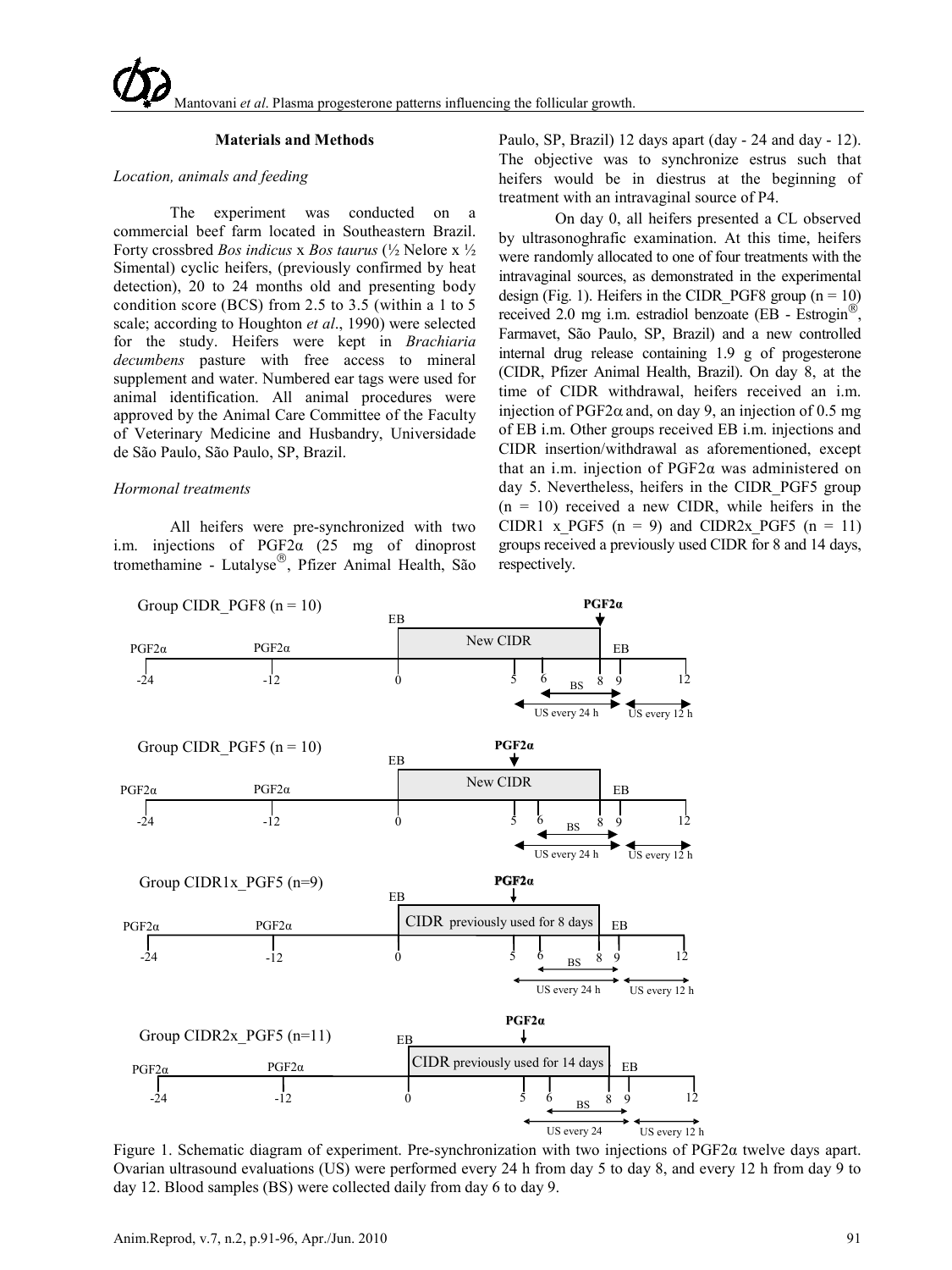## Materials and Methods

*Location, animals and feeding*

The experiment was conducted on a commercial beef farm located in Southeastern Brazil. Forty crossbred *Bos indicus* x *Bos taurus* (½ Nelore x ½ Simental) cyclic heifers, (previously confirmed by heat detection), 20 to 24 months old and presenting body condition score (BCS) from 2.5 to 3.5 (within a 1 to 5 scale; according to Houghton *et al*., 1990) were selected for the study. Heifers were kept in *Brachiaria decumbens* pasture with free access to mineral supplement and water. Numbered ear tags were used for animal identification. All animal procedures were approved by the Animal Care Committee of the Faculty of Veterinary Medicine and Husbandry, Universidade de São Paulo, São Paulo, SP, Brazil.

*Hormonal treatments*

All heifers were pre-synchronized with two i.m. injections of PGF2α (25 mg of dinoprost tromethamine - Lutalyse®, Pfizer Animal Health, São Paulo, SP, Brazil) 12 days apart (day - 24 and day - 12). The objective was to synchronize estrus such that heifers would be in diestrus at the beginning of treatment with an intravaginal source of P4.

On day 0, all heifers presented a CL observed by ultrasonoghrafic examination. At this time, heifers were randomly allocated to one of four treatments with the intravaginal sources, as demonstrated in the experimental design (Fig. 1). Heifers in the CIDR_PGF8 group (n = 10) received 2.0 mg i.m. estradiol benzoate (EB - Estrogin®, Farmavet, São Paulo, SP, Brazil) and a new controlled internal drug release containing 1.9 g of progesterone (CIDR, Pfizer Animal Health, Brazil). On day 8, at the time of CIDR withdrawal, heifers received an i.m. injection of PGF2α and, on day 9, an injection of 0.5 mg of EB i.m. Other groups received EB i.m. injections and CIDR insertion/withdrawal as aforementioned, except that an i.m. injection of PGF2α was administered on day 5. Nevertheless, heifers in the CIDR_PGF5 group (n = 10) received a new CIDR, while heifers in the CIDR1 x_PGF5 (n = 9) and CIDR2x_PGF5 (n = 11) groups received a previously used CIDR for 8 and 14 days, respectively.

Figure 1. Schematic diagram of experiment. Pre-synchronization with two injections of PGF2α twelve days apart. Ovarian ultrasound evaluations (US) were performed every 24 h from day 5 to day 8, and every 12 h from day 9 to day 12. Blood samples (BS) were collected daily from day 6 to day 9.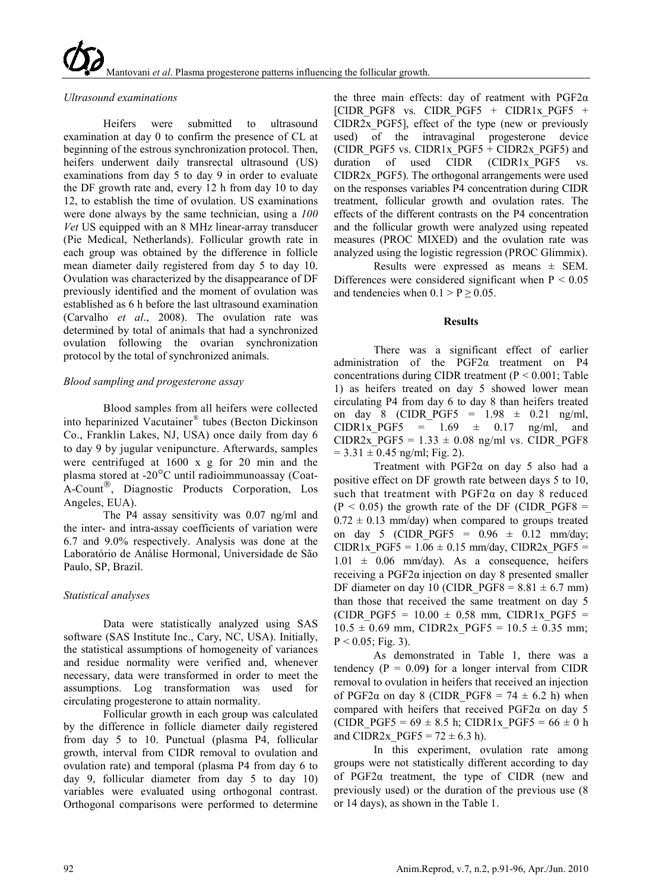### *Ultrasound examinations*

Heifers were submitted to ultrasound examination at day 0 to confirm the presence of CL at beginning of the estrous synchronization protocol. Then, heifers underwent daily transrectal ultrasound (US) examinations from day 5 to day 9 in order to evaluate the DF growth rate and, every 12 h from day 10 to day 12, to establish the time of ovulation. US examinations were done always by the same technician, using a *100 Vet* US equipped with an 8 MHz linear-array transducer (Pie Medical, Netherlands). Follicular growth rate in each group was obtained by the difference in follicle mean diameter daily registered from day 5 to day 10. Ovulation was characterized by the disappearance of DF previously identified and the moment of ovulation was established as 6 h before the last ultrasound examination (Carvalho *et al*., 2008). The ovulation rate was determined by total of animals that had a synchronized ovulation following the ovarian synchronization protocol by the total of synchronized animals.

### *Blood sampling and progesterone assay*

Blood samples from all heifers were collected into heparinized Vacutainer® tubes (Becton Dickinson Co., Franklin Lakes, NJ, USA) once daily from day 6 to day 9 by jugular venipuncture. Afterwards, samples were centrifuged at 1600 x g for 20 min and the plasma stored at -20°C until radioimmunoassay (Coat-A-Count®, Diagnostic Products Corporation, Los Angeles, EUA).

The P4 assay sensitivity was 0.07 ng/ml and the inter- and intra-assay coefficients of variation were 6.7 and 9.0% respectively. Analysis was done at the Laboratório de Análise Hormonal, Universidade de São Paulo, SP, Brazil.

### *Statistical analyses*

Data were statistically analyzed using SAS software (SAS Institute Inc., Cary, NC, USA). Initially, the statistical assumptions of homogeneity of variances and residue normality were verified and, whenever necessary, data were transformed in order to meet the assumptions. Log transformation was used for circulating progesterone to attain normality.

Follicular growth in each group was calculated by the difference in follicle diameter daily registered from day 5 to 10. Punctual (plasma P4, follicular growth, interval from CIDR removal to ovulation and ovulation rate) and temporal (plasma P4 from day 6 to day 9, follicular diameter from day 5 to day 10) variables were evaluated using orthogonal contrast. Orthogonal comparisons were performed to determine the three main effects: day of reatment with PGF2α [CIDR_PGF8 vs. CIDR_PGF5 + CIDR1x_PGF5 + CIDR2x_PGF5], effect of the type (new or previously used) of the intravaginal progesterone device (CIDR_PGF5 vs. CIDR1x_PGF5 + CIDR2x_PGF5) and duration of used CIDR (CIDR1x_PGF5 vs. CIDR2x_PGF5). The orthogonal arrangements were used on the responses variables P4 concentration during CIDR treatment, follicular growth and ovulation rates. The effects of the different contrasts on the P4 concentration and the follicular growth were analyzed using repeated measures (PROC MIXED) and the ovulation rate was analyzed using the logistic regression (PROC Glimmix).

Results were expressed as means ± SEM. Differences were considered significant when $P < 0.05$ and tendencies when $0.1 > P \geq 0.05$.

## Results

There was a significant effect of earlier administration of the PGF2α treatment on P4 concentrations during CIDR treatment ($P < 0.001$; Table 1) as heifers treated on day 5 showed lower mean circulating P4 from day 6 to day 8 than heifers treated on day 8 (CIDR_PGF5 = 1.98 ± 0.21 ng/ml, CIDR1x_PGF5 = 1.69 ± 0.17 ng/ml, and CIDR2x_PGF5 = 1.33 ± 0.08 ng/ml vs. CIDR_PGF8 = 3.31 ± 0.45 ng/ml; Fig. 2).

Treatment with PGF2α on day 5 also had a positive effect on DF growth rate between days 5 to 10, such that treatment with PGF2α on day 8 reduced ($P < 0.05$) the growth rate of the DF (CIDR_PGF8 = 0.72 ± 0.13 mm/day) when compared to groups treated on day 5 (CIDR_PGF5 = 0.96 ± 0.12 mm/day; CIDR1x_PGF5 = 1.06 ± 0.15 mm/day, CIDR2x_PGF5 = 1.01 ± 0.06 mm/day). As a consequence, heifers receiving a PGF2α injection on day 8 presented smaller DF diameter on day 10 (CIDR_PGF8 = 8.81 ± 6.7 mm) than those that received the same treatment on day 5 (CIDR_PGF5 = 10.00 ± 0.58 mm, CIDR1x_PGF5 = 10.5 ± 0.69 mm, CIDR2x_PGF5 = 10.5 ± 0.35 mm; $P < 0.05$; Fig. 3).

As demonstrated in Table 1, there was a tendency ($P = 0.09$) for a longer interval from CIDR removal to ovulation in heifers that received an injection of PGF2α on day 8 (CIDR_PGF8 = 74 ± 6.2 h) when compared with heifers that received PGF2α on day 5 (CIDR_PGF5 = 69 ± 8.5 h; CIDR1x_PGF5 = 66 ± 0 h and CIDR2x_PGF5 = 72 ± 6.3 h).

In this experiment, ovulation rate among groups were not statistically different according to day of PGF2α treatment, the type of CIDR (new and previously used) or the duration of the previous use (8 or 14 days), as shown in the Table 1.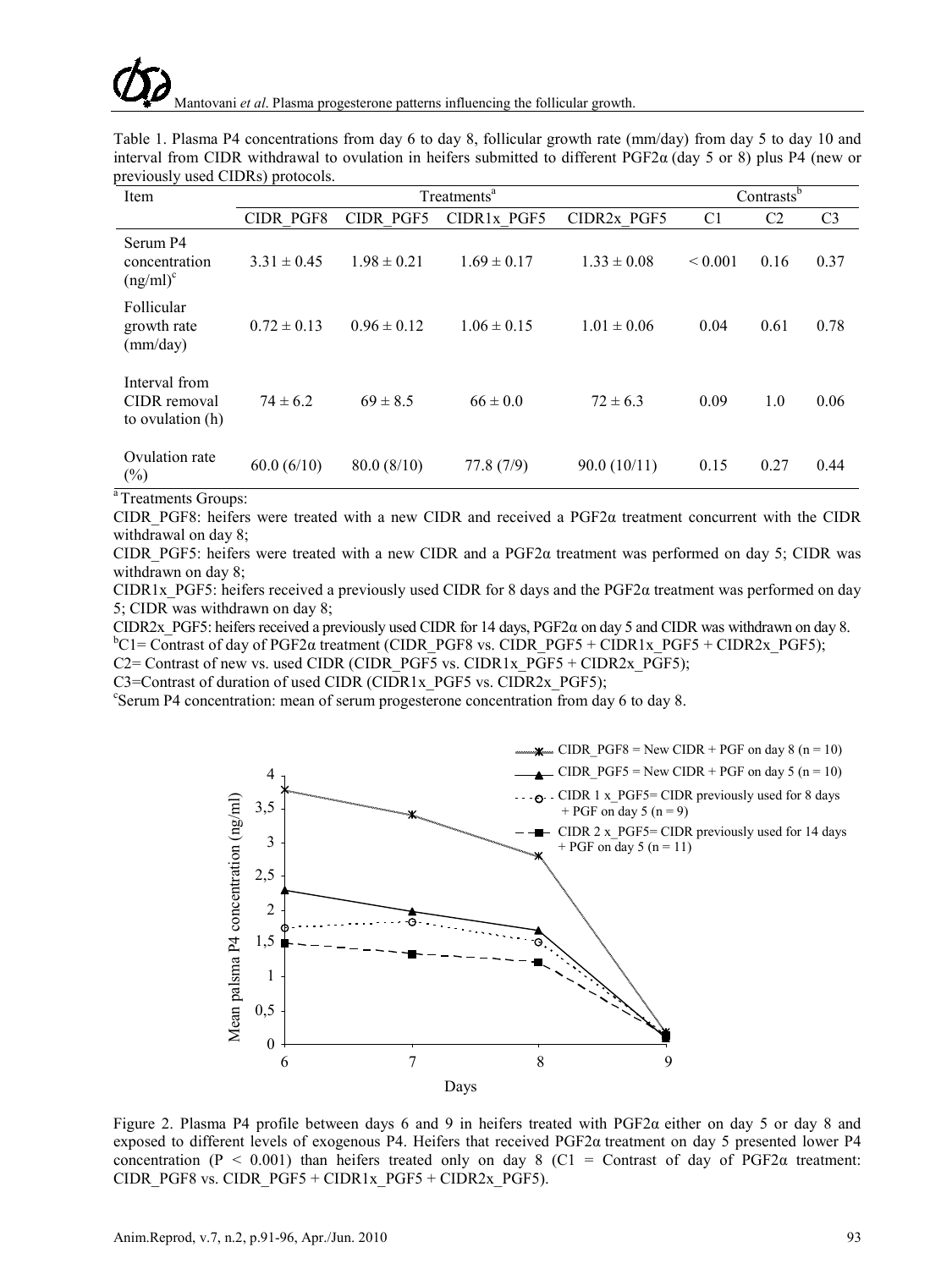Table 1. Plasma P4 concentrations from day 6 to day 8, follicular growth rate (mm/day) from day 5 to day 10 and interval from CIDR withdrawal to ovulation in heifers submitted to different PGF2α (day 5 or 8) plus P4 (new or previously used CIDRs) protocols.

| Item | Treatments[a] | | | | Contrasts[b] | | |
|---|---|---|---|---|---|---|---|
| | CIDR_PGF8 | CIDR_PGF5 | CIDR1x_PGF5 | CIDR2x_PGF5 | C1 | C2 | C3 |
| Serum P4 concentration (ng/ml)[c] | 3.31 ± 0.45 | 1.98 ± 0.21 | 1.69 ± 0.17 | 1.33 ± 0.08 | < 0.001 | 0.16 | 0.37 |
| Follicular growth rate (mm/day) | 0.72 ± 0.13 | 0.96 ± 0.12 | 1.06 ± 0.15 | 1.01 ± 0.06 | 0.04 | 0.61 | 0.78 |
| Interval from CIDR removal to ovulation (h) | 74 ± 6.2 | 69 ± 8.5 | 66 ± 0.0 | 72 ± 6.3 | 0.09 | 1.0 | 0.06 |
| Ovulation rate (%) | 60.0 (6/10) | 80.0 (8/10) | 77.8 (7/9) | 90.0 (10/11) | 0.15 | 0.27 | 0.44 |

[a] Treatments Groups:

CIDR_PGF8: heifers were treated with a new CIDR and received a PGF2α treatment concurrent with the CIDR withdrawal on day 8;

CIDR_PGF5: heifers were treated with a new CIDR and a PGF2α treatment was performed on day 5; CIDR was withdrawn on day 8;

CIDR1x_PGF5: heifers received a previously used CIDR for 8 days and the PGF2α treatment was performed on day 5; CIDR was withdrawn on day 8;

CIDR2x_PGF5: heifers received a previously used CIDR for 14 days, PGF2α on day 5 and CIDR was withdrawn on day 8.

[b] C1= Contrast of day of PGF2α treatment (CIDR_PGF8 vs. CIDR_PGF5 + CIDR1x_PGF5 + CIDR2x_PGF5);

C2= Contrast of new vs. used CIDR (CIDR_PGF5 vs. CIDR1x_PGF5 + CIDR2x_PGF5);

C3=Contrast of duration of used CIDR (CIDR1x_PGF5 vs. CIDR2x_PGF5);

[c] Serum P4 concentration: mean of serum progesterone concentration from day 6 to day 8.

Figure 2. Plasma P4 profile between days 6 and 9 in heifers treated with PGF2α either on day 5 or day 8 and exposed to different levels of exogenous P4. Heifers that received PGF2α treatment on day 5 presented lower P4 concentration ($P < 0.001$) than heifers treated only on day 8 (C1 = Contrast of day of PGF2α treatment: CIDR_PGF8 vs. CIDR_PGF5 + CIDR1x_PGF5 + CIDR2x_PGF5).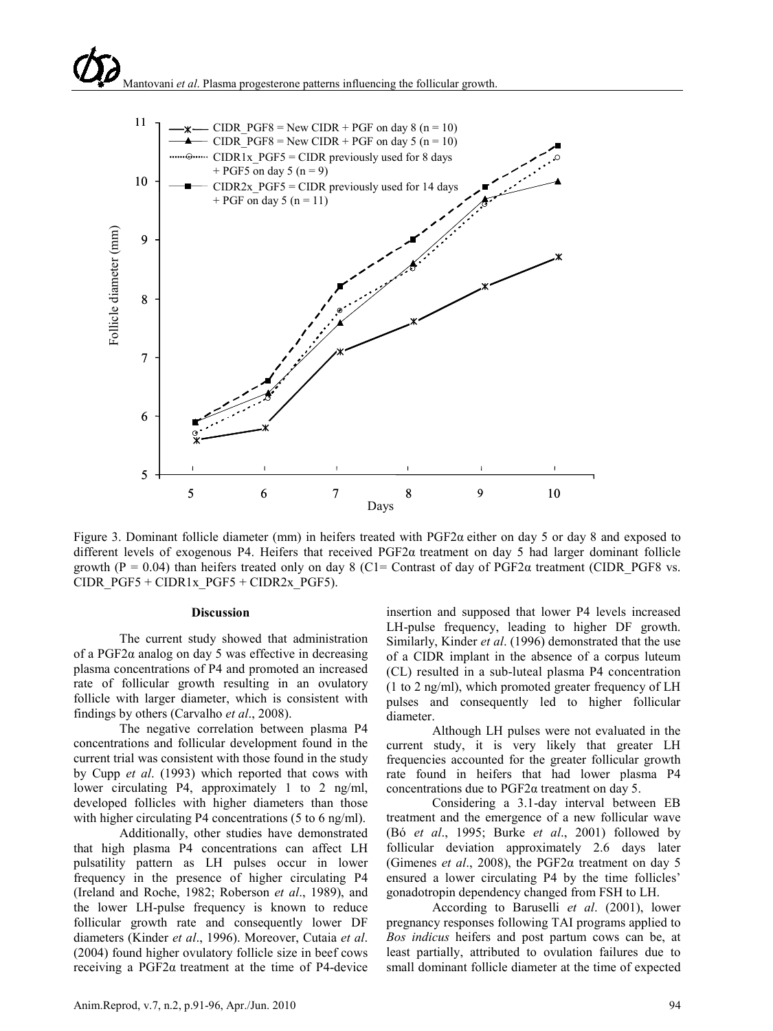Figure 3. Dominant follicle diameter (mm) in heifers treated with PGF2α either on day 5 or day 8 and exposed to different levels of exogenous P4. Heifers that received PGF2α treatment on day 5 had larger dominant follicle growth (P = 0.04) than heifers treated only on day 8 (C1= Contrast of day of PGF2α treatment (CIDR_PGF8 vs. CIDR_PGF5 + CIDR1x_PGF5 + CIDR2x_PGF5).

## Discussion

The current study showed that administration of a PGF2α analog on day 5 was effective in decreasing plasma concentrations of P4 and promoted an increased rate of follicular growth resulting in an ovulatory follicle with larger diameter, which is consistent with findings by others (Carvalho *et al*., 2008).

The negative correlation between plasma P4 concentrations and follicular development found in the current trial was consistent with those found in the study by Cupp *et al*. (1993) which reported that cows with lower circulating P4, approximately 1 to 2 ng/ml, developed follicles with higher diameters than those with higher circulating P4 concentrations (5 to 6 ng/ml).

Additionally, other studies have demonstrated that high plasma P4 concentrations can affect LH pulsatility pattern as LH pulses occur in lower frequency in the presence of higher circulating P4 (Ireland and Roche, 1982; Roberson *et al*., 1989), and the lower LH-pulse frequency is known to reduce follicular growth rate and consequently lower DF diameters (Kinder *et al*., 1996). Moreover, Cutaia *et al*. (2004) found higher ovulatory follicle size in beef cows receiving a PGF2α treatment at the time of P4-device insertion and supposed that lower P4 levels increased LH-pulse frequency, leading to higher DF growth. Similarly, Kinder *et al*. (1996) demonstrated that the use of a CIDR implant in the absence of a corpus luteum (CL) resulted in a sub-luteal plasma P4 concentration (1 to 2 ng/ml), which promoted greater frequency of LH pulses and consequently led to higher follicular diameter.

Although LH pulses were not evaluated in the current study, it is very likely that greater LH frequencies accounted for the greater follicular growth rate found in heifers that had lower plasma P4 concentrations due to PGF2α treatment on day 5.

Considering a 3.1-day interval between EB treatment and the emergence of a new follicular wave (Bó *et al*., 1995; Burke *et al*., 2001) followed by follicular deviation approximately 2.6 days later (Gimenes *et al*., 2008), the PGF2α treatment on day 5 ensured a lower circulating P4 by the time follicles' gonadotropin dependency changed from FSH to LH.

According to Baruselli *et al*. (2001), lower pregnancy responses following TAI programs applied to *Bos indicus* heifers and post partum cows can be, at least partially, attributed to ovulation failures due to small dominant follicle diameter at the time of expected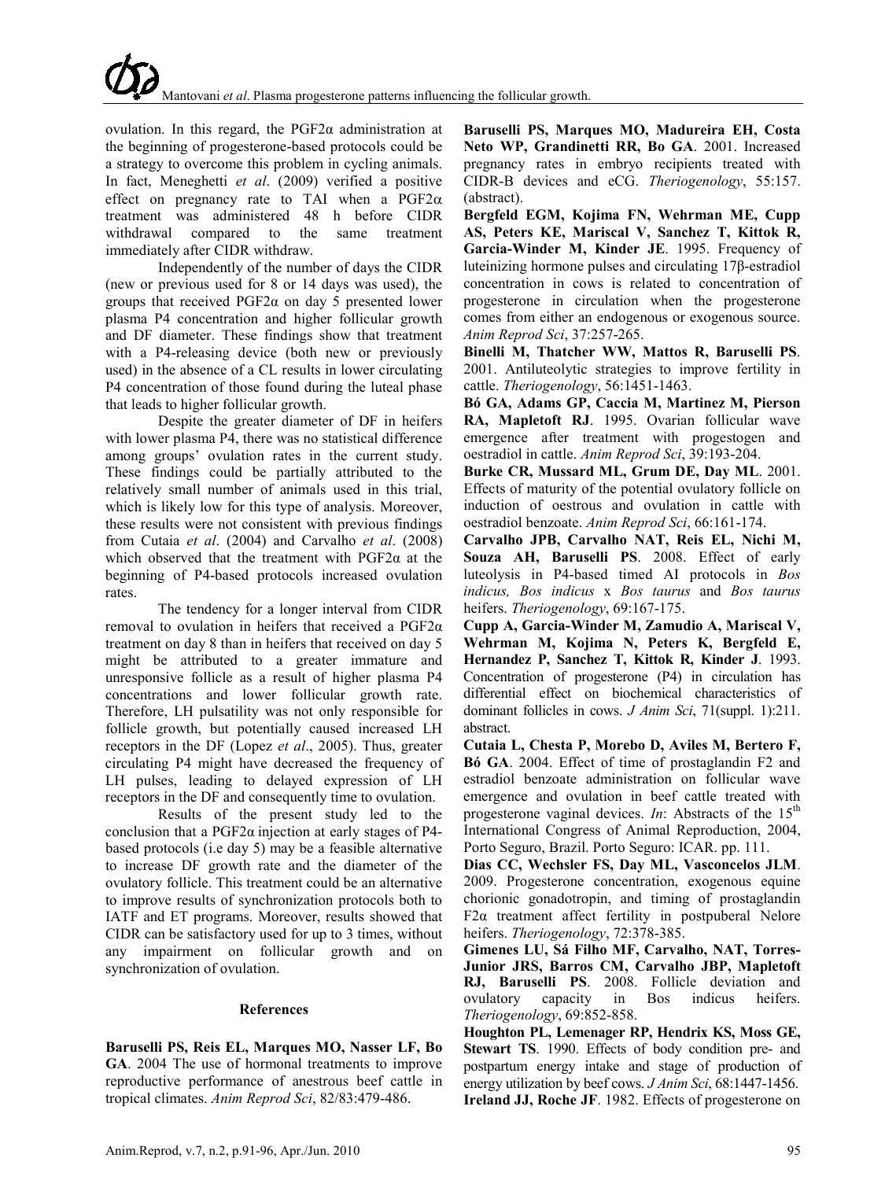ovulation. In this regard, the PGF2α administration at the beginning of progesterone-based protocols could be a strategy to overcome this problem in cycling animals. In fact, Meneghetti *et al*. (2009) verified a positive effect on pregnancy rate to TAI when a PGF2α treatment was administered 48 h before CIDR withdrawal compared to the same treatment immediately after CIDR withdraw.

Independently of the number of days the CIDR (new or previous used for 8 or 14 days was used), the groups that received PGF2α on day 5 presented lower plasma P4 concentration and higher follicular growth and DF diameter. These findings show that treatment with a P4-releasing device (both new or previously used) in the absence of a CL results in lower circulating P4 concentration of those found during the luteal phase that leads to higher follicular growth.

Despite the greater diameter of DF in heifers with lower plasma P4, there was no statistical difference among groups' ovulation rates in the current study. These findings could be partially attributed to the relatively small number of animals used in this trial, which is likely low for this type of analysis. Moreover, these results were not consistent with previous findings from Cutaia *et al*. (2004) and Carvalho *et al*. (2008) which observed that the treatment with PGF2α at the beginning of P4-based protocols increased ovulation rates.

The tendency for a longer interval from CIDR removal to ovulation in heifers that received a PGF2α treatment on day 8 than in heifers that received on day 5 might be attributed to a greater immature and unresponsive follicle as a result of higher plasma P4 concentrations and lower follicular growth rate. Therefore, LH pulsatility was not only responsible for follicle growth, but potentially caused increased LH receptors in the DF (Lopez *et al*., 2005). Thus, greater circulating P4 might have decreased the frequency of LH pulses, leading to delayed expression of LH receptors in the DF and consequently time to ovulation.

Results of the present study led to the conclusion that a PGF2α injection at early stages of P4-based protocols (i.e day 5) may be a feasible alternative to increase DF growth rate and the diameter of the ovulatory follicle. This treatment could be an alternative to improve results of synchronization protocols both to IATF and ET programs. Moreover, results showed that CIDR can be satisfactory used for up to 3 times, without any impairment on follicular growth and on synchronization of ovulation.

## References

**Baruselli PS, Reis EL, Marques MO, Nasser LF, Bo GA**. 2004 The use of hormonal treatments to improve reproductive performance of anestrous beef cattle in tropical climates. *Anim Reprod Sci*, 82/83:479-486.

**Baruselli PS, Marques MO, Madureira EH, Costa Neto WP, Grandinetti RR, Bo GA**. 2001. Increased pregnancy rates in embryo recipients treated with CIDR-B devices and eCG. *Theriogenology*, 55:157. (abstract).

**Bergfeld EGM, Kojima FN, Wehrman ME, Cupp AS, Peters KE, Mariscal V, Sanchez T, Kittok R, Garcia-Winder M, Kinder JE**. 1995. Frequency of luteinizing hormone pulses and circulating 17β-estradiol concentration in cows is related to concentration of progesterone in circulation when the progesterone comes from either an endogenous or exogenous source. *Anim Reprod Sci*, 37:257-265.

**Binelli M, Thatcher WW, Mattos R, Baruselli PS**. 2001. Antiluteolytic strategies to improve fertility in cattle. *Theriogenology*, 56:1451-1463.

**Bó GA, Adams GP, Caccia M, Martinez M, Pierson RA, Mapletoft RJ**. 1995. Ovarian follicular wave emergence after treatment with progestogen and oestradiol in cattle. *Anim Reprod Sci*, 39:193-204.

**Burke CR, Mussard ML, Grum DE, Day ML**. 2001. Effects of maturity of the potential ovulatory follicle on induction of oestrous and ovulation in cattle with oestradiol benzoate. *Anim Reprod Sci*, 66:161-174.

**Carvalho JPB, Carvalho NAT, Reis EL, Nichi M, Souza AH, Baruselli PS**. 2008. Effect of early luteolysis in P4-based timed AI protocols in *Bos indicus, Bos indicus* x *Bos taurus* and *Bos taurus* heifers. *Theriogenology*, 69:167-175.

**Cupp A, Garcia-Winder M, Zamudio A, Mariscal V, Wehrman M, Kojima N, Peters K, Bergfeld E, Hernandez P, Sanchez T, Kittok R, Kinder J**. 1993. Concentration of progesterone (P4) in circulation has differential effect on biochemical characteristics of dominant follicles in cows. *J Anim Sci*, 71(suppl. 1):211. abstract.

**Cutaia L, Chesta P, Morebo D, Aviles M, Bertero F, Bó GA**. 2004. Effect of time of prostaglandin F2 and estradiol benzoate administration on follicular wave emergence and ovulation in beef cattle treated with progesterone vaginal devices. *In*: Abstracts of the 15th International Congress of Animal Reproduction, 2004, Porto Seguro, Brazil. Porto Seguro: ICAR. pp. 111.

**Dias CC, Wechsler FS, Day ML, Vasconcelos JLM**. 2009. Progesterone concentration, exogenous equine chorionic gonadotropin, and timing of prostaglandin F2α treatment affect fertility in postpuberal Nelore heifers. *Theriogenology*, 72:378-385.

**Gimenes LU, Sá Filho MF, Carvalho, NAT, Torres-Junior JRS, Barros CM, Carvalho JBP, Mapletoft RJ, Baruselli PS**. 2008. Follicle deviation and ovulatory capacity in Bos indicus heifers. *Theriogenology*, 69:852-858.

**Houghton PL, Lemenager RP, Hendrix KS, Moss GE, Stewart TS**. 1990. Effects of body condition pre- and postpartum energy intake and stage of production of energy utilization by beef cows. *J Anim Sci*, 68:1447-1456.

**Ireland JJ, Roche JF**. 1982. Effects of progesterone on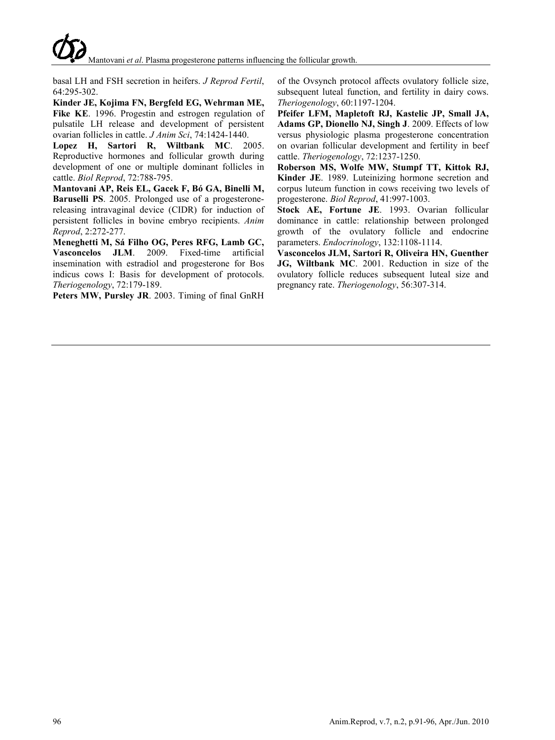basal LH and FSH secretion in heifers. *J Reprod Fertil*, 64:295-302.

**Kinder JE, Kojima FN, Bergfeld EG, Wehrman ME, Fike KE**. 1996. Progestin and estrogen regulation of pulsatile LH release and development of persistent ovarian follicles in cattle. *J Anim Sci*, 74:1424-1440.

**Lopez H, Sartori R, Wiltbank MC**. 2005. Reproductive hormones and follicular growth during development of one or multiple dominant follicles in cattle. *Biol Reprod*, 72:788-795.

**Mantovani AP, Reis EL, Gacek F, Bó GA, Binelli M, Baruselli PS**. 2005. Prolonged use of a progesterone-releasing intravaginal device (CIDR) for induction of persistent follicles in bovine embryo recipients. *Anim Reprod*, 2:272-277.

**Meneghetti M, Sá Filho OG, Peres RFG, Lamb GC, Vasconcelos JLM**. 2009. Fixed-time artificial insemination with estradiol and progesterone for Bos indicus cows I: Basis for development of protocols. *Theriogenology*, 72:179-189.

**Peters MW, Pursley JR**. 2003. Timing of final GnRH of the Ovsynch protocol affects ovulatory follicle size, subsequent luteal function, and fertility in dairy cows. *Theriogenology*, 60:1197-1204.

**Pfeifer LFM, Mapletoft RJ, Kastelic JP, Small JA, Adams GP, Dionello NJ, Singh J**. 2009. Effects of low versus physiologic plasma progesterone concentration on ovarian follicular development and fertility in beef cattle. *Theriogenology*, 72:1237-1250.

**Roberson MS, Wolfe MW, Stumpf TT, Kittok RJ, Kinder JE**. 1989. Luteinizing hormone secretion and corpus luteum function in cows receiving two levels of progesterone. *Biol Reprod*, 41:997-1003.

**Stock AE, Fortune JE**. 1993. Ovarian follicular dominance in cattle: relationship between prolonged growth of the ovulatory follicle and endocrine parameters. *Endocrinology*, 132:1108-1114.

**Vasconcelos JLM, Sartori R, Oliveira HN, Guenther JG, Wiltbank MC**. 2001. Reduction in size of the ovulatory follicle reduces subsequent luteal size and pregnancy rate. *Theriogenology*, 56:307-314.